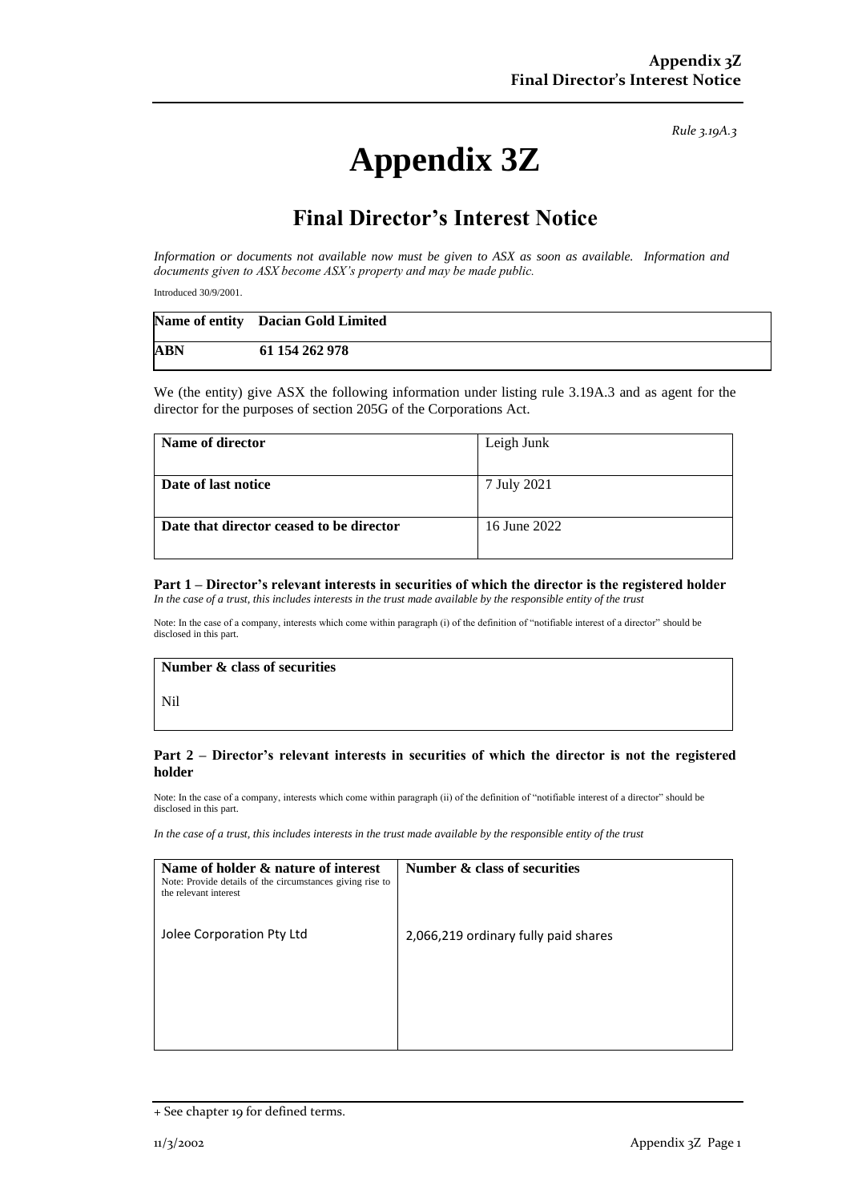*Rule 3.19A.3*

# Appendix 3Z

## Final Director's Interest Notice

*Information or documents not available now must be given to ASX as soon as available. Information and documents given to ASX become ASX's property and may be made public.*

Introduced 30/9/2001.

| **Name of entity** | **Dacian Gold Limited** |
|---|---|
| **ABN** | **61 154 262 978** |

We (the entity) give ASX the following information under listing rule 3.19A.3 and as agent for the director for the purposes of section 205G of the Corporations Act.

| **Name of director** | Leigh Junk |
|---|---|
| **Date of last notice** | 7 July 2021 |
| **Date that director ceased to be director** | 16 June 2022 |

**Part 1 – Director's relevant interests in securities of which the director is the registered holder**
*In the case of a trust, this includes interests in the trust made available by the responsible entity of the trust*

Note: In the case of a company, interests which come within paragraph (i) of the definition of "notifiable interest of a director" should be disclosed in this part.

| **Number & class of securities** |
|---|
| Nil |

**Part 2 – Director's relevant interests in securities of which the director is not the registered holder**

Note: In the case of a company, interests which come within paragraph (ii) of the definition of "notifiable interest of a director" should be disclosed in this part.

*In the case of a trust, this includes interests in the trust made available by the responsible entity of the trust*

| **Name of holder & nature of interest**<br>Note: Provide details of the circumstances giving rise to the relevant interest | **Number & class of securities** |
|---|---|
| Jolee Corporation Pty Ltd | 2,066,219 ordinary fully paid shares |

+ See chapter 19 for defined terms.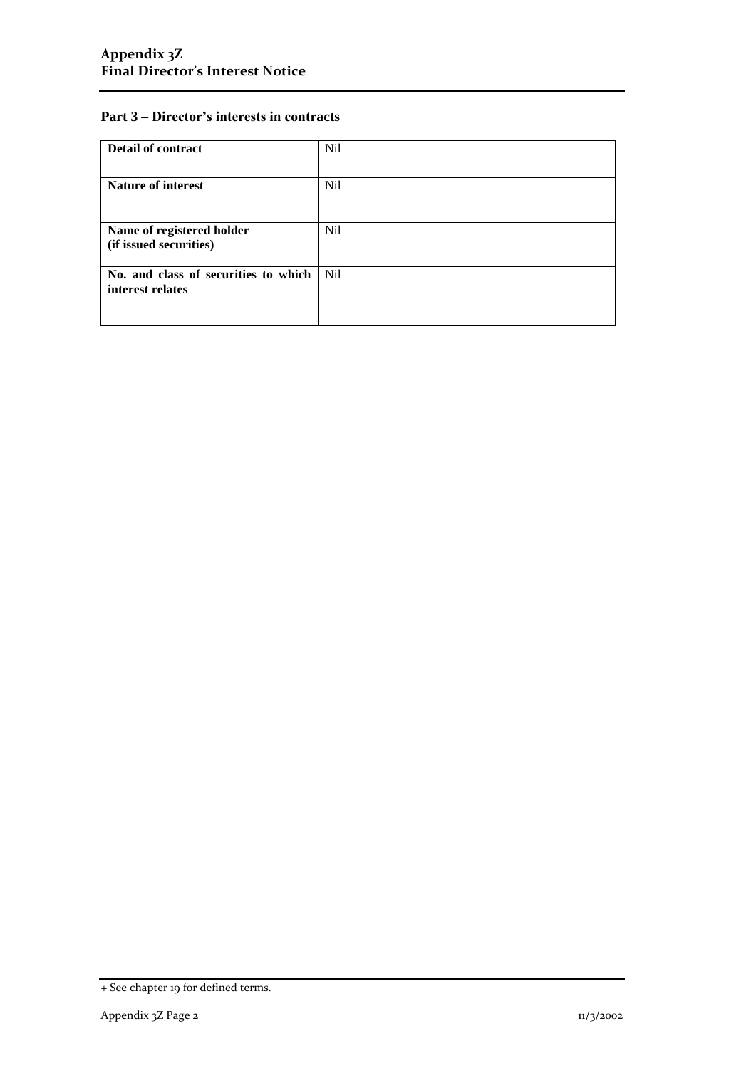## Part 3 – Director's interests in contracts

| | |
|---|---|
| **Detail of contract** | Nil |
| **Nature of interest** | Nil |
| **Name of registered holder (if issued securities)** | Nil |
| **No. and class of securities to which interest relates** | Nil |

+ See chapter 19 for defined terms.